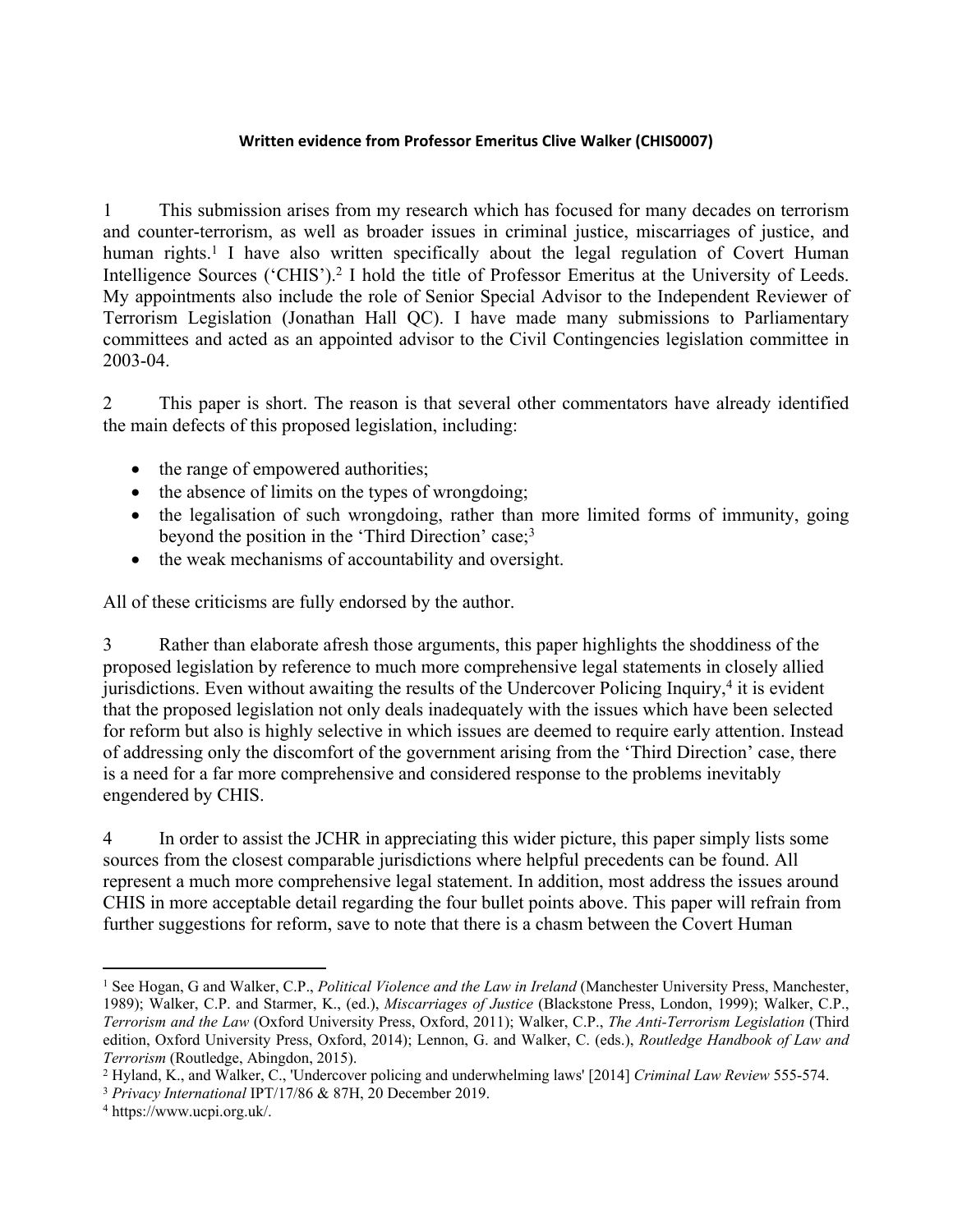**Written evidence from Professor Emeritus Clive Walker (CHIS0007)**

1 This submission arises from my research which has focused for many decades on terrorism and counter-terrorism, as well as broader issues in criminal justice, miscarriages of justice, and human rights.[1] I have also written specifically about the legal regulation of Covert Human Intelligence Sources ('CHIS').[2] I hold the title of Professor Emeritus at the University of Leeds. My appointments also include the role of Senior Special Advisor to the Independent Reviewer of Terrorism Legislation (Jonathan Hall QC). I have made many submissions to Parliamentary committees and acted as an appointed advisor to the Civil Contingencies legislation committee in 2003-04.

2 This paper is short. The reason is that several other commentators have already identified the main defects of this proposed legislation, including:

- the range of empowered authorities;
- the absence of limits on the types of wrongdoing;
- the legalisation of such wrongdoing, rather than more limited forms of immunity, going beyond the position in the 'Third Direction' case;[3]
- the weak mechanisms of accountability and oversight.

All of these criticisms are fully endorsed by the author.

3 Rather than elaborate afresh those arguments, this paper highlights the shoddiness of the proposed legislation by reference to much more comprehensive legal statements in closely allied jurisdictions. Even without awaiting the results of the Undercover Policing Inquiry,[4] it is evident that the proposed legislation not only deals inadequately with the issues which have been selected for reform but also is highly selective in which issues are deemed to require early attention. Instead of addressing only the discomfort of the government arising from the 'Third Direction' case, there is a need for a far more comprehensive and considered response to the problems inevitably engendered by CHIS.

4 In order to assist the JCHR in appreciating this wider picture, this paper simply lists some sources from the closest comparable jurisdictions where helpful precedents can be found. All represent a much more comprehensive legal statement. In addition, most address the issues around CHIS in more acceptable detail regarding the four bullet points above. This paper will refrain from further suggestions for reform, save to note that there is a chasm between the Covert Human

---

[1] See Hogan, G and Walker, C.P., *Political Violence and the Law in Ireland* (Manchester University Press, Manchester, 1989); Walker, C.P. and Starmer, K., (ed.), *Miscarriages of Justice* (Blackstone Press, London, 1999); Walker, C.P., *Terrorism and the Law* (Oxford University Press, Oxford, 2011); Walker, C.P., *The Anti-Terrorism Legislation* (Third edition, Oxford University Press, Oxford, 2014); Lennon, G. and Walker, C. (eds.), *Routledge Handbook of Law and Terrorism* (Routledge, Abingdon, 2015).

[2] Hyland, K., and Walker, C., 'Undercover policing and underwhelming laws' [2014] *Criminal Law Review* 555-574.

[3] *Privacy International* IPT/17/86 & 87H, 20 December 2019.

[4] https://www.ucpi.org.uk/.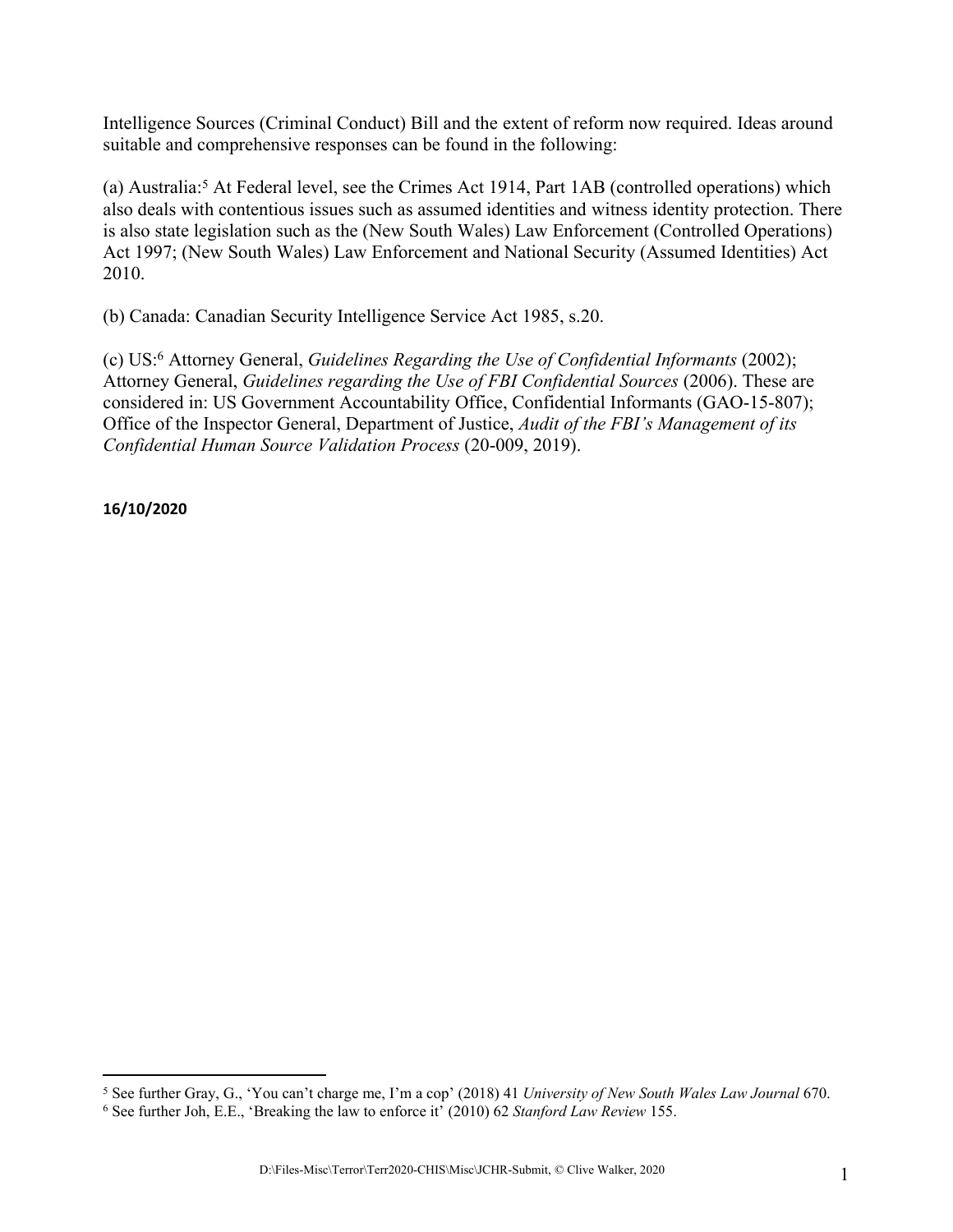Intelligence Sources (Criminal Conduct) Bill and the extent of reform now required. Ideas around suitable and comprehensive responses can be found in the following:

(a) Australia:[5] At Federal level, see the Crimes Act 1914, Part 1AB (controlled operations) which also deals with contentious issues such as assumed identities and witness identity protection. There is also state legislation such as the (New South Wales) Law Enforcement (Controlled Operations) Act 1997; (New South Wales) Law Enforcement and National Security (Assumed Identities) Act 2010.

(b) Canada: Canadian Security Intelligence Service Act 1985, s.20.

(c) US:[6] Attorney General, *Guidelines Regarding the Use of Confidential Informants* (2002); Attorney General, *Guidelines regarding the Use of FBI Confidential Sources* (2006). These are considered in: US Government Accountability Office, Confidential Informants (GAO-15-807); Office of the Inspector General, Department of Justice, *Audit of the FBI's Management of its Confidential Human Source Validation Process* (20-009, 2019).

**16/10/2020**

---

[5] See further Gray, G., 'You can't charge me, I'm a cop' (2018) 41 *University of New South Wales Law Journal* 670.

[6] See further Joh, E.E., 'Breaking the law to enforce it' (2010) 62 *Stanford Law Review* 155.